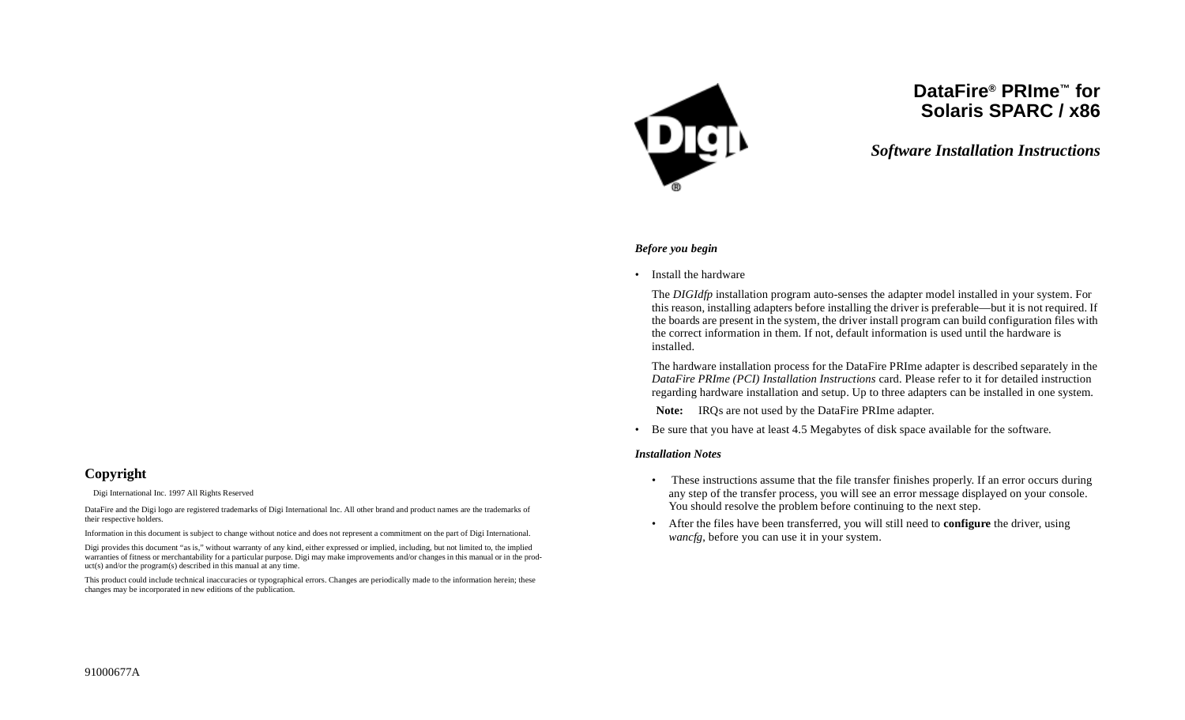# DataFire® PRIme™ for Solaris SPARC / x86

## *Software Installation Instructions*

***Before you begin***

- Install the hardware

  The *DIGIdfp* installation program auto-senses the adapter model installed in your system. For this reason, installing adapters before installing the driver is preferable—but it is not required. If the boards are present in the system, the driver install program can build configuration files with the correct information in them. If not, default information is used until the hardware is installed.

  The hardware installation process for the DataFire PRIme adapter is described separately in the *DataFire PRIme (PCI) Installation Instructions* card. Please refer to it for detailed instruction regarding hardware installation and setup. Up to three adapters can be installed in one system.

  **Note:** IRQs are not used by the DataFire PRIme adapter.

- Be sure that you have at least 4.5 Megabytes of disk space available for the software.

***Installation Notes***

- These instructions assume that the file transfer finishes properly. If an error occurs during any step of the transfer process, you will see an error message displayed on your console. You should resolve the problem before continuing to the next step.
- After the files have been transferred, you will still need to **configure** the driver, using *wancfg*, before you can use it in your system.

## Copyright

Digi International Inc. 1997 All Rights Reserved

DataFire and the Digi logo are registered trademarks of Digi International Inc. All other brand and product names are the trademarks of their respective holders.

Information in this document is subject to change without notice and does not represent a commitment on the part of Digi International.

Digi provides this document "as is," without warranty of any kind, either expressed or implied, including, but not limited to, the implied warranties of fitness or merchantability for a particular purpose. Digi may make improvements and/or changes in this manual or in the product(s) and/or the program(s) described in this manual at any time.

This product could include technical inaccuracies or typographical errors. Changes are periodically made to the information herein; these changes may be incorporated in new editions of the publication.

91000677A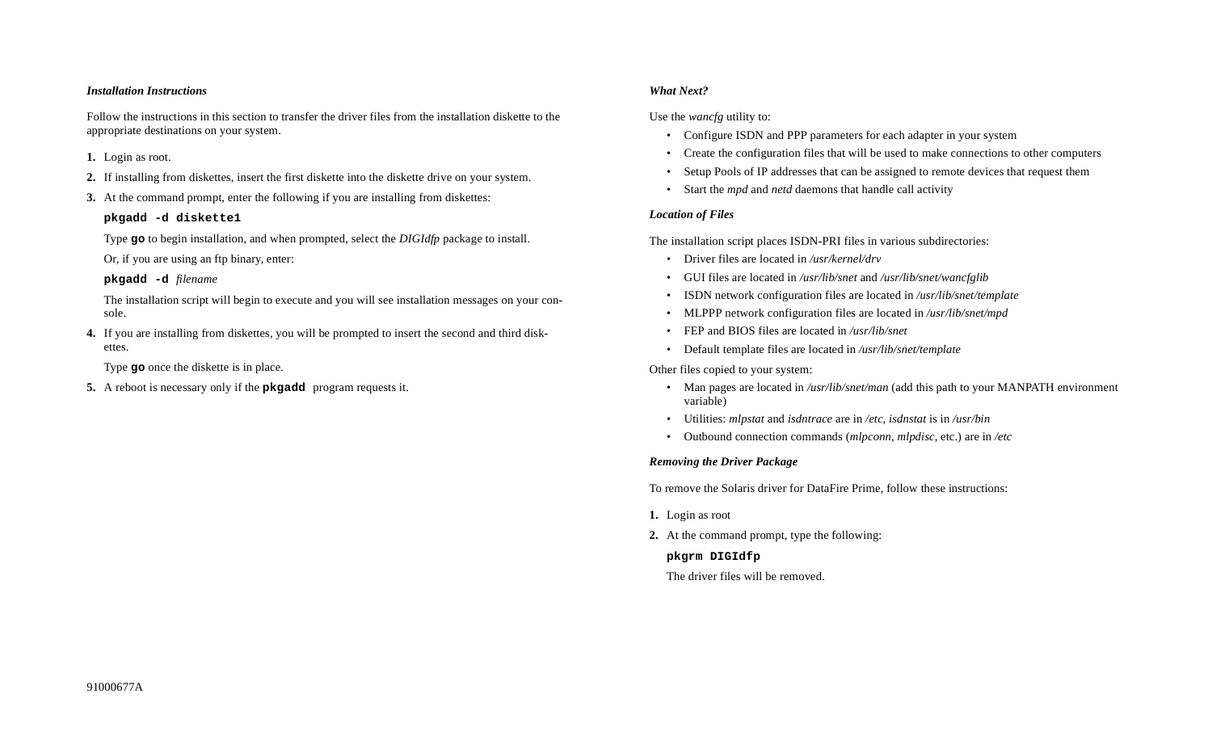### *Installation Instructions*

Follow the instructions in this section to transfer the driver files from the installation diskette to the appropriate destinations on your system.

1. Login as root.
2. If installing from diskettes, insert the first diskette into the diskette drive on your system.
3. At the command prompt, enter the following if you are installing from diskettes:

   **`pkgadd -d diskette1`**

   Type **`go`** to begin installation, and when prompted, select the *DIGIdfp* package to install.

   Or, if you are using an ftp binary, enter:

   **`pkgadd -d`** *filename*

   The installation script will begin to execute and you will see installation messages on your console.
4. If you are installing from diskettes, you will be prompted to insert the second and third diskettes.

   Type **`go`** once the diskette is in place.
5. A reboot is necessary only if the **`pkgadd`** program requests it.

### *What Next?*

Use the *wancfg* utility to:

- Configure ISDN and PPP parameters for each adapter in your system
- Create the configuration files that will be used to make connections to other computers
- Setup Pools of IP addresses that can be assigned to remote devices that request them
- Start the *mpd* and *netd* daemons that handle call activity

### *Location of Files*

The installation script places ISDN-PRI files in various subdirectories:

- Driver files are located in */usr/kernel/drv*
- GUI files are located in */usr/lib/snet* and */usr/lib/snet/wancfglib*
- ISDN network configuration files are located in */usr/lib/snet/template*
- MLPPP network configuration files are located in */usr/lib/snet/mpd*
- FEP and BIOS files are located in */usr/lib/snet*
- Default template files are located in */usr/lib/snet/template*

Other files copied to your system:

- Man pages are located in */usr/lib/snet/man* (add this path to your MANPATH environment variable)
- Utilities: *mlpstat* and *isdntrace* are in */etc*, *isdnstat* is in */usr/bin*
- Outbound connection commands (*mlpconn*, *mlpdisc*, etc.) are in */etc*

### *Removing the Driver Package*

To remove the Solaris driver for DataFire Prime, follow these instructions:

1. Login as root
2. At the command prompt, type the following:

   **`pkgrm DIGIdfp`**

   The driver files will be removed.

91000677A